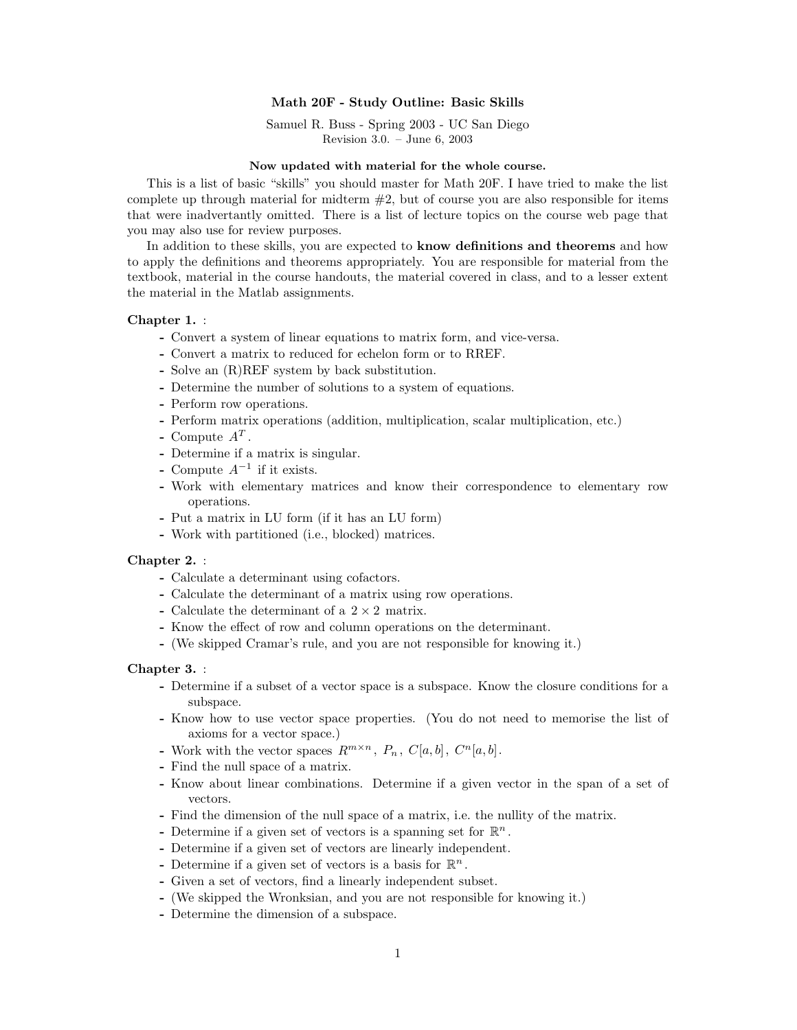# Math 20F - Study Outline: Basic Skills

Samuel R. Buss - Spring 2003 - UC San Diego
Revision 3.0. – June 6, 2003

**Now updated with material for the whole course.**

This is a list of basic "skills" you should master for Math 20F. I have tried to make the list complete up through material for midterm #2, but of course you are also responsible for items that were inadvertantly omitted. There is a list of lecture topics on the course web page that you may also use for review purposes.

In addition to these skills, you are expected to **know definitions and theorems** and how to apply the definitions and theorems appropriately. You are responsible for material from the textbook, material in the course handouts, the material covered in class, and to a lesser extent the material in the Matlab assignments.

**Chapter 1.** :

- Convert a system of linear equations to matrix form, and vice-versa.
- Convert a matrix to reduced for echelon form or to RREF.
- Solve an (R)REF system by back substitution.
- Determine the number of solutions to a system of equations.
- Perform row operations.
- Perform matrix operations (addition, multiplication, scalar multiplication, etc.)
- Compute $A^T$.
- Determine if a matrix is singular.
- Compute $A^{-1}$ if it exists.
- Work with elementary matrices and know their correspondence to elementary row operations.
- Put a matrix in LU form (if it has an LU form)
- Work with partitioned (i.e., blocked) matrices.

**Chapter 2.** :

- Calculate a determinant using cofactors.
- Calculate the determinant of a matrix using row operations.
- Calculate the determinant of a $2 \times 2$ matrix.
- Know the effect of row and column operations on the determinant.
- (We skipped Cramar's rule, and you are not responsible for knowing it.)

**Chapter 3.** :

- Determine if a subset of a vector space is a subspace. Know the closure conditions for a subspace.
- Know how to use vector space properties. (You do not need to memorise the list of axioms for a vector space.)
- Work with the vector spaces $R^{m \times n}$, $P_n$, $C[a, b]$, $C^n[a, b]$.
- Find the null space of a matrix.
- Know about linear combinations. Determine if a given vector in the span of a set of vectors.
- Find the dimension of the null space of a matrix, i.e. the nullity of the matrix.
- Determine if a given set of vectors is a spanning set for $\mathbb{R}^n$.
- Determine if a given set of vectors are linearly independent.
- Determine if a given set of vectors is a basis for $\mathbb{R}^n$.
- Given a set of vectors, find a linearly independent subset.
- (We skipped the Wronksian, and you are not responsible for knowing it.)
- Determine the dimension of a subspace.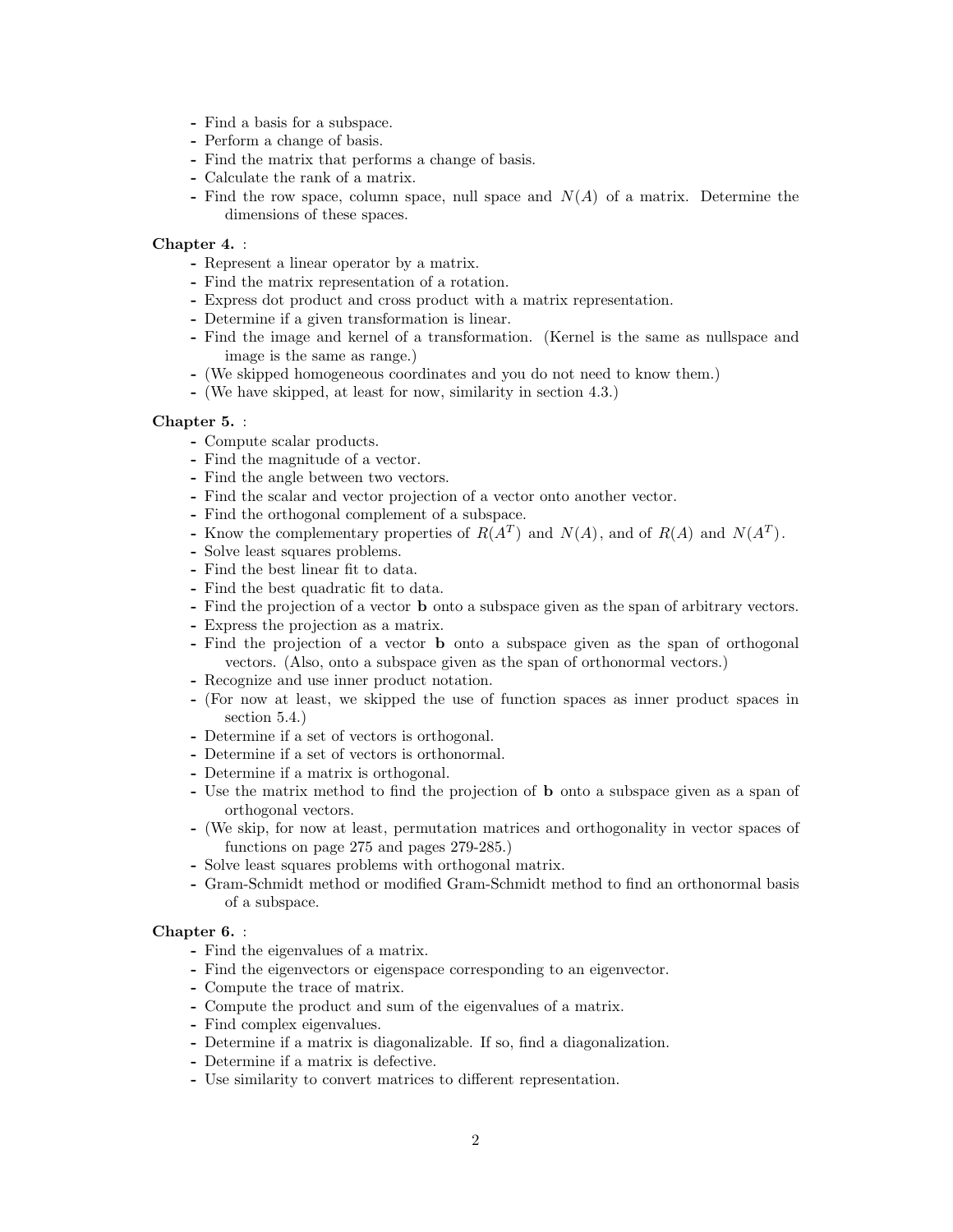- Find a basis for a subspace.
- Perform a change of basis.
- Find the matrix that performs a change of basis.
- Calculate the rank of a matrix.
- Find the row space, column space, null space and $N(A)$ of a matrix. Determine the dimensions of these spaces.

**Chapter 4.** :

- Represent a linear operator by a matrix.
- Find the matrix representation of a rotation.
- Express dot product and cross product with a matrix representation.
- Determine if a given transformation is linear.
- Find the image and kernel of a transformation. (Kernel is the same as nullspace and image is the same as range.)
- (We skipped homogeneous coordinates and you do not need to know them.)
- (We have skipped, at least for now, similarity in section 4.3.)

**Chapter 5.** :

- Compute scalar products.
- Find the magnitude of a vector.
- Find the angle between two vectors.
- Find the scalar and vector projection of a vector onto another vector.
- Find the orthogonal complement of a subspace.
- Know the complementary properties of $R(A^T)$ and $N(A)$, and of $R(A)$ and $N(A^T)$.
- Solve least squares problems.
- Find the best linear fit to data.
- Find the best quadratic fit to data.
- Find the projection of a vector $\mathbf{b}$ onto a subspace given as the span of arbitrary vectors.
- Express the projection as a matrix.
- Find the projection of a vector $\mathbf{b}$ onto a subspace given as the span of orthogonal vectors. (Also, onto a subspace given as the span of orthonormal vectors.)
- Recognize and use inner product notation.
- (For now at least, we skipped the use of function spaces as inner product spaces in section 5.4.)
- Determine if a set of vectors is orthogonal.
- Determine if a set of vectors is orthonormal.
- Determine if a matrix is orthogonal.
- Use the matrix method to find the projection of $\mathbf{b}$ onto a subspace given as a span of orthogonal vectors.
- (We skip, for now at least, permutation matrices and orthogonality in vector spaces of functions on page 275 and pages 279-285.)
- Solve least squares problems with orthogonal matrix.
- Gram-Schmidt method or modified Gram-Schmidt method to find an orthonormal basis of a subspace.

**Chapter 6.** :

- Find the eigenvalues of a matrix.
- Find the eigenvectors or eigenspace corresponding to an eigenvector.
- Compute the trace of matrix.
- Compute the product and sum of the eigenvalues of a matrix.
- Find complex eigenvalues.
- Determine if a matrix is diagonalizable. If so, find a diagonalization.
- Determine if a matrix is defective.
- Use similarity to convert matrices to different representation.